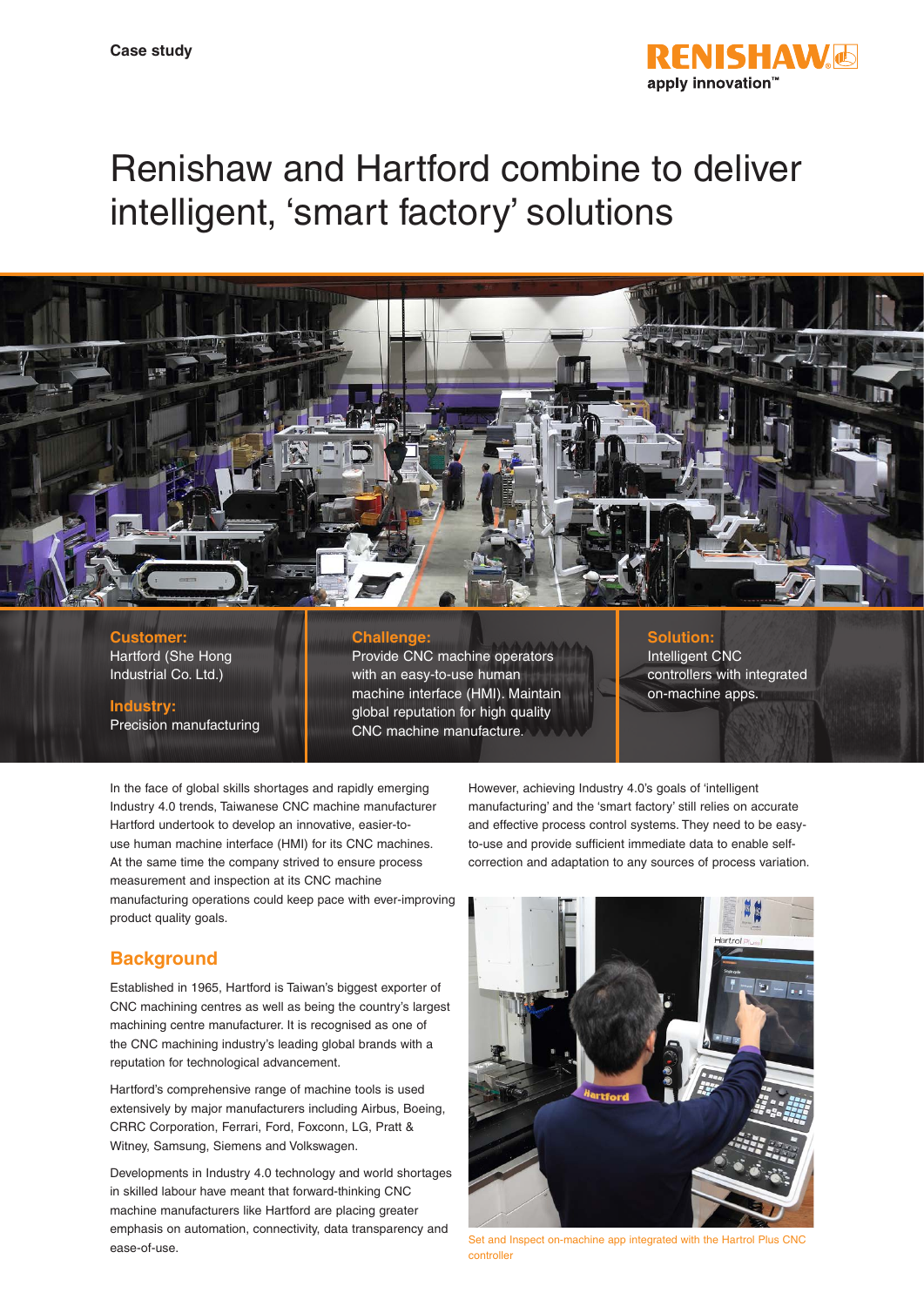Case study

# Renishaw and Hartford combine to deliver intelligent, 'smart factory' solutions

**Customer:**
Hartford (She Hong Industrial Co. Ltd.)

**Industry:**
Precision manufacturing

**Challenge:**
Provide CNC machine operators with an easy-to-use human machine interface (HMI). Maintain global reputation for high quality CNC machine manufacture.

**Solution:**
Intelligent CNC controllers with integrated on-machine apps.

In the face of global skills shortages and rapidly emerging Industry 4.0 trends, Taiwanese CNC machine manufacturer Hartford undertook to develop an innovative, easier-to-use human machine interface (HMI) for its CNC machines. At the same time the company strived to ensure process measurement and inspection at its CNC machine manufacturing operations could keep pace with ever-improving product quality goals.

## Background

Established in 1965, Hartford is Taiwan's biggest exporter of CNC machining centres as well as being the country's largest machining centre manufacturer. It is recognised as one of the CNC machining industry's leading global brands with a reputation for technological advancement.

Hartford's comprehensive range of machine tools is used extensively by major manufacturers including Airbus, Boeing, CRRC Corporation, Ferrari, Ford, Foxconn, LG, Pratt & Witney, Samsung, Siemens and Volkswagen.

Developments in Industry 4.0 technology and world shortages in skilled labour have meant that forward-thinking CNC machine manufacturers like Hartford are placing greater emphasis on automation, connectivity, data transparency and ease-of-use.

However, achieving Industry 4.0's goals of 'intelligent manufacturing' and the 'smart factory' still relies on accurate and effective process control systems. They need to be easy-to-use and provide sufficient immediate data to enable self-correction and adaptation to any sources of process variation.

Set and Inspect on-machine app integrated with the Hartrol Plus CNC controller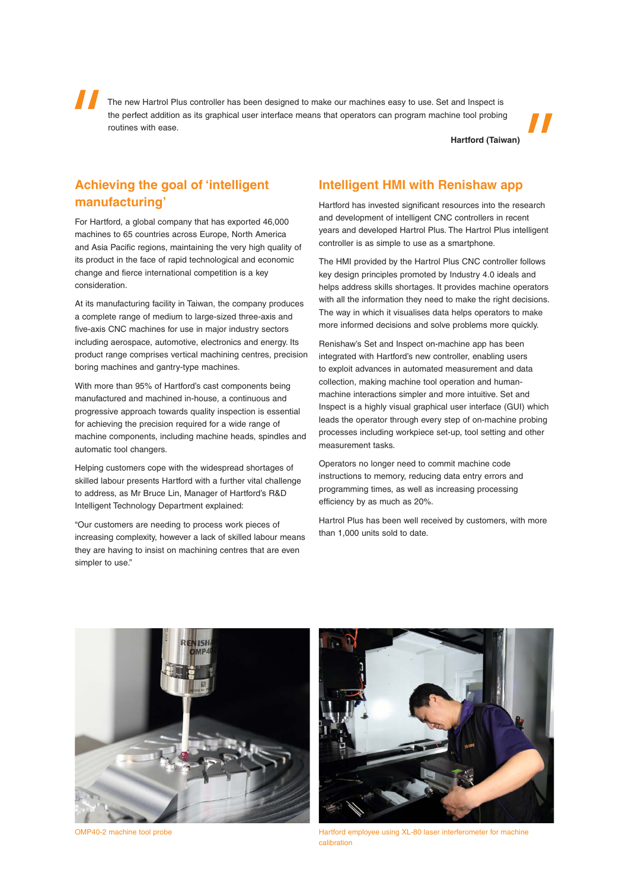> The new Hartrol Plus controller has been designed to make our machines easy to use. Set and Inspect is the perfect addition as its graphical user interface means that operators can program machine tool probing routines with ease.
>
> **Hartford (Taiwan)**

## Achieving the goal of 'intelligent manufacturing'

For Hartford, a global company that has exported 46,000 machines to 65 countries across Europe, North America and Asia Pacific regions, maintaining the very high quality of its product in the face of rapid technological and economic change and fierce international competition is a key consideration.

At its manufacturing facility in Taiwan, the company produces a complete range of medium to large-sized three-axis and five-axis CNC machines for use in major industry sectors including aerospace, automotive, electronics and energy. Its product range comprises vertical machining centres, precision boring machines and gantry-type machines.

With more than 95% of Hartford's cast components being manufactured and machined in-house, a continuous and progressive approach towards quality inspection is essential for achieving the precision required for a wide range of machine components, including machine heads, spindles and automatic tool changers.

Helping customers cope with the widespread shortages of skilled labour presents Hartford with a further vital challenge to address, as Mr Bruce Lin, Manager of Hartford's R&D Intelligent Technology Department explained:

"Our customers are needing to process work pieces of increasing complexity, however a lack of skilled labour means they are having to insist on machining centres that are even simpler to use."

## Intelligent HMI with Renishaw app

Hartford has invested significant resources into the research and development of intelligent CNC controllers in recent years and developed Hartrol Plus. The Hartrol Plus intelligent controller is as simple to use as a smartphone.

The HMI provided by the Hartrol Plus CNC controller follows key design principles promoted by Industry 4.0 ideals and helps address skills shortages. It provides machine operators with all the information they need to make the right decisions. The way in which it visualises data helps operators to make more informed decisions and solve problems more quickly.

Renishaw's Set and Inspect on-machine app has been integrated with Hartford's new controller, enabling users to exploit advances in automated measurement and data collection, making machine tool operation and human-machine interactions simpler and more intuitive. Set and Inspect is a highly visual graphical user interface (GUI) which leads the operator through every step of on-machine probing processes including workpiece set-up, tool setting and other measurement tasks.

Operators no longer need to commit machine code instructions to memory, reducing data entry errors and programming times, as well as increasing processing efficiency by as much as 20%.

Hartrol Plus has been well received by customers, with more than 1,000 units sold to date.

OMP40-2 machine tool probe

Hartford employee using XL-80 laser interferometer for machine calibration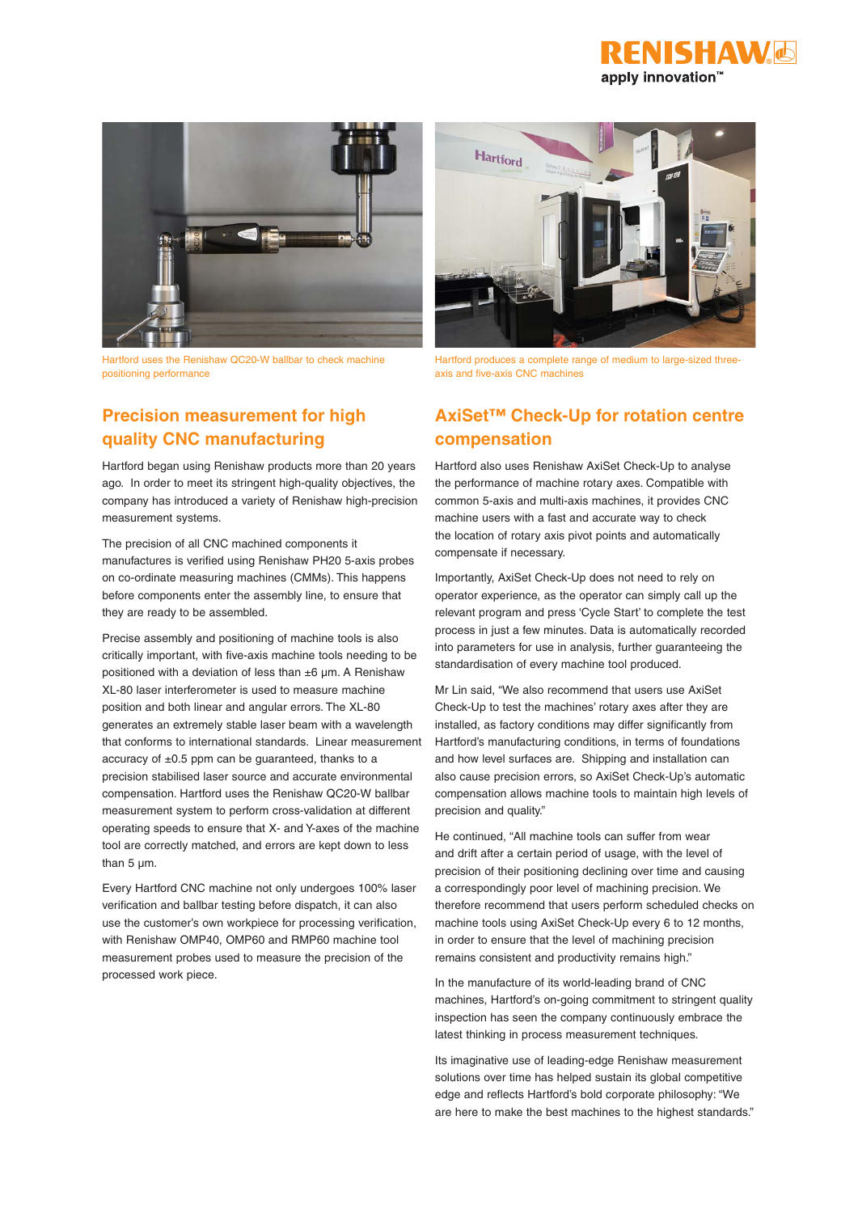Hartford uses the Renishaw QC20-W ballbar to check machine positioning performance

Hartford produces a complete range of medium to large-sized three-axis and five-axis CNC machines

## Precision measurement for high quality CNC manufacturing

Hartford began using Renishaw products more than 20 years ago. In order to meet its stringent high-quality objectives, the company has introduced a variety of Renishaw high-precision measurement systems.

The precision of all CNC machined components it manufactures is verified using Renishaw PH20 5-axis probes on co-ordinate measuring machines (CMMs). This happens before components enter the assembly line, to ensure that they are ready to be assembled.

Precise assembly and positioning of machine tools is also critically important, with five-axis machine tools needing to be positioned with a deviation of less than ±6 µm. A Renishaw XL-80 laser interferometer is used to measure machine position and both linear and angular errors. The XL-80 generates an extremely stable laser beam with a wavelength that conforms to international standards. Linear measurement accuracy of ±0.5 ppm can be guaranteed, thanks to a precision stabilised laser source and accurate environmental compensation. Hartford uses the Renishaw QC20-W ballbar measurement system to perform cross-validation at different operating speeds to ensure that X- and Y-axes of the machine tool are correctly matched, and errors are kept down to less than 5 µm.

Every Hartford CNC machine not only undergoes 100% laser verification and ballbar testing before dispatch, it can also use the customer's own workpiece for processing verification, with Renishaw OMP40, OMP60 and RMP60 machine tool measurement probes used to measure the precision of the processed work piece.

## AxiSet™ Check-Up for rotation centre compensation

Hartford also uses Renishaw AxiSet Check-Up to analyse the performance of machine rotary axes. Compatible with common 5-axis and multi-axis machines, it provides CNC machine users with a fast and accurate way to check the location of rotary axis pivot points and automatically compensate if necessary.

Importantly, AxiSet Check-Up does not need to rely on operator experience, as the operator can simply call up the relevant program and press 'Cycle Start' to complete the test process in just a few minutes. Data is automatically recorded into parameters for use in analysis, further guaranteeing the standardisation of every machine tool produced.

Mr Lin said, "We also recommend that users use AxiSet Check-Up to test the machines' rotary axes after they are installed, as factory conditions may differ significantly from Hartford's manufacturing conditions, in terms of foundations and how level surfaces are. Shipping and installation can also cause precision errors, so AxiSet Check-Up's automatic compensation allows machine tools to maintain high levels of precision and quality."

He continued, "All machine tools can suffer from wear and drift after a certain period of usage, with the level of precision of their positioning declining over time and causing a correspondingly poor level of machining precision. We therefore recommend that users perform scheduled checks on machine tools using AxiSet Check-Up every 6 to 12 months, in order to ensure that the level of machining precision remains consistent and productivity remains high."

In the manufacture of its world-leading brand of CNC machines, Hartford's on-going commitment to stringent quality inspection has seen the company continuously embrace the latest thinking in process measurement techniques.

Its imaginative use of leading-edge Renishaw measurement solutions over time has helped sustain its global competitive edge and reflects Hartford's bold corporate philosophy: "We are here to make the best machines to the highest standards."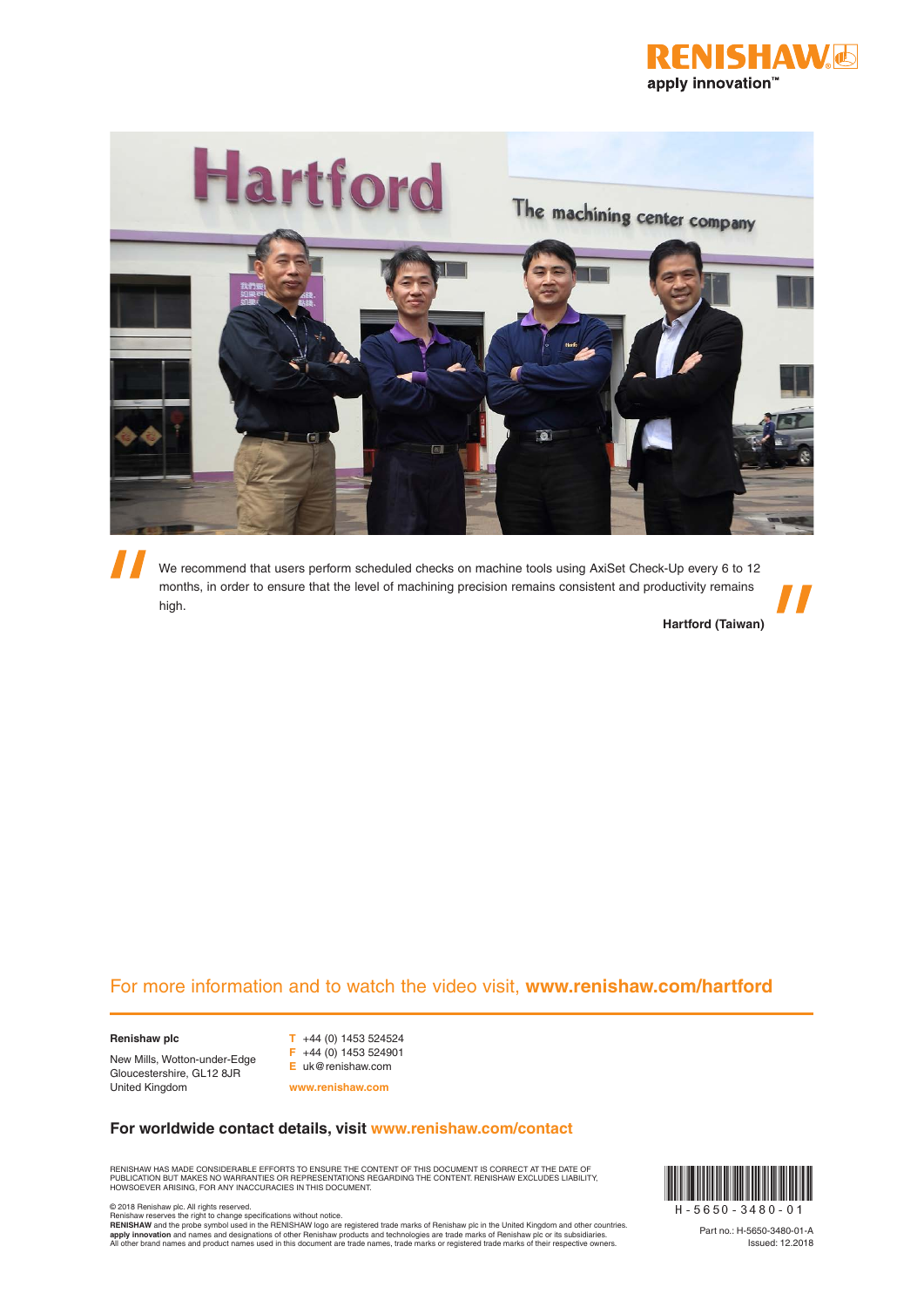> We recommend that users perform scheduled checks on machine tools using AxiSet Check-Up every 6 to 12 months, in order to ensure that the level of machining precision remains consistent and productivity remains high.
>
> **Hartford (Taiwan)**

## For more information and to watch the video visit, **www.renishaw.com/hartford**

**Renishaw plc**

New Mills, Wotton-under-Edge
Gloucestershire, GL12 8JR
United Kingdom

**T** +44 (0) 1453 524524
**F** +44 (0) 1453 524901
**E** uk@renishaw.com

**www.renishaw.com**

### For worldwide contact details, visit www.renishaw.com/contact

RENISHAW HAS MADE CONSIDERABLE EFFORTS TO ENSURE THE CONTENT OF THIS DOCUMENT IS CORRECT AT THE DATE OF PUBLICATION BUT MAKES NO WARRANTIES OR REPRESENTATIONS REGARDING THE CONTENT. RENISHAW EXCLUDES LIABILITY, HOWSOEVER ARISING, FOR ANY INACCURACIES IN THIS DOCUMENT.

© 2018 Renishaw plc. All rights reserved.
Renishaw reserves the right to change specifications without notice.
**RENISHAW** and the probe symbol used in the RENISHAW logo are registered trade marks of Renishaw plc in the United Kingdom and other countries. **apply innovation** and names and designations of other Renishaw products and technologies are trade marks of Renishaw plc or its subsidiaries.
All other brand names and product names used in this document are trade names, trade marks or registered trade marks of their respective owners.

H-5650-3480-01

Part no.: H-5650-3480-01-A
Issued: 12.2018